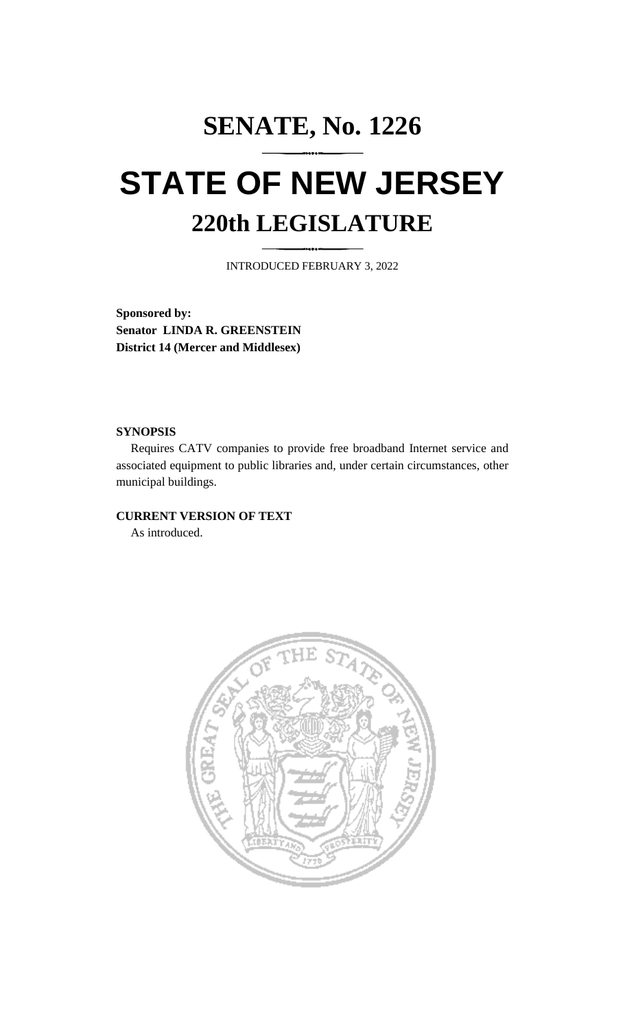# SENATE, No. 1226

# STATE OF NEW JERSEY

## 220th LEGISLATURE

INTRODUCED FEBRUARY 3, 2022

**Sponsored by:**
**Senator LINDA R. GREENSTEIN**
**District 14 (Mercer and Middlesex)**

**SYNOPSIS**

Requires CATV companies to provide free broadband Internet service and associated equipment to public libraries and, under certain circumstances, other municipal buildings.

**CURRENT VERSION OF TEXT**

As introduced.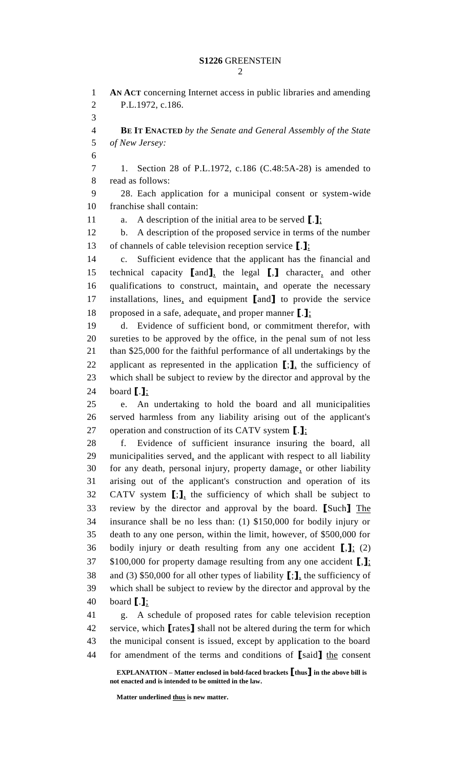**AN ACT** concerning Internet access in public libraries and amending P.L.1972, c.186.

**BE IT ENACTED** *by the Senate and General Assembly of the State of New Jersey:*

1. Section 28 of P.L.1972, c.186 (C.48:5A-28) is amended to read as follows:

28. Each application for a municipal consent or system-wide franchise shall contain:

a. A description of the initial area to be served **[**.**]**<u>;</u>

b. A description of the proposed service in terms of the number of channels of cable television reception service **[**.**]**<u>;</u>

c. Sufficient evidence that the applicant has the financial and technical capacity **[**and**]**<u>,</u> the legal **[**,**]** character<u>,</u> and other qualifications to construct, maintain<u>,</u> and operate the necessary installations, lines<u>,</u> and equipment **[**and**]** to provide the service proposed in a safe, adequate<u>,</u> and proper manner **[**.**]**<u>;</u>

d. Evidence of sufficient bond, or commitment therefor, with sureties to be approved by the office, in the penal sum of not less than $25,000 for the faithful performance of all undertakings by the applicant as represented in the application **[**;**]**<u>,</u> the sufficiency of which shall be subject to review by the director and approval by the board **[**.**]**<u>;</u>

e. An undertaking to hold the board and all municipalities served harmless from any liability arising out of the applicant's operation and construction of its CATV system **[**.**]**<u>;</u>

f. Evidence of sufficient insurance insuring the board, all municipalities served<u>,</u> and the applicant with respect to all liability for any death, personal injury, property damage<u>,</u> or other liability arising out of the applicant's construction and operation of its CATV system **[**;**]**<u>,</u> the sufficiency of which shall be subject to review by the director and approval by the board. **[**Such**]** <u>The</u> insurance shall be no less than: (1) $150,000 for bodily injury or death to any one person, within the limit, however, of $500,000 for bodily injury or death resulting from any one accident **[**,**]**<u>;</u> (2) $100,000 for property damage resulting from any one accident **[**,**]**<u>;</u> and (3) $50,000 for all other types of liability **[**;**]**<u>,</u> the sufficiency of which shall be subject to review by the director and approval by the board **[**.**]**<u>;</u>

g. A schedule of proposed rates for cable television reception service, which **[**rates**]** shall not be altered during the term for which the municipal consent is issued, except by application to the board for amendment of the terms and conditions of **[**said**]** <u>the</u> consent

**EXPLANATION – Matter enclosed in bold-faced brackets [thus] in the above bill is not enacted and is intended to be omitted in the law.**

**Matter underlined <u>thus</u> is new matter.**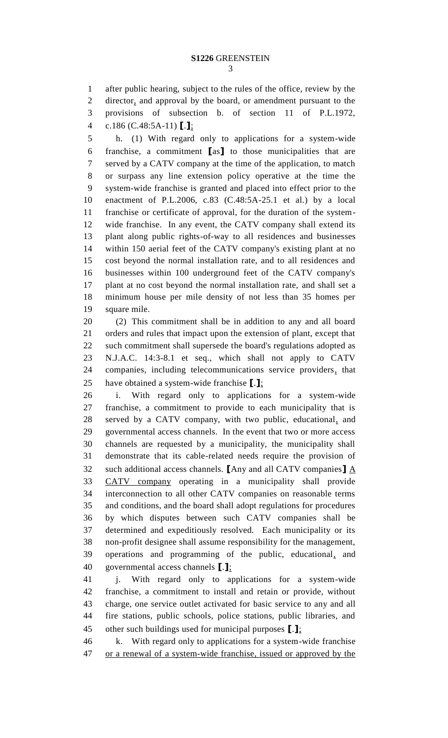after public hearing, subject to the rules of the office, review by the director, and approval by the board, or amendment pursuant to the provisions of subsection b. of section 11 of P.L.1972, c.186 (C.48:5A-11) [.];

h. (1) With regard only to applications for a system-wide franchise, a commitment [as] to those municipalities that are served by a CATV company at the time of the application, to match or surpass any line extension policy operative at the time the system-wide franchise is granted and placed into effect prior to the enactment of P.L.2006, c.83 (C.48:5A-25.1 et al.) by a local franchise or certificate of approval, for the duration of the system-wide franchise. In any event, the CATV company shall extend its plant along public rights-of-way to all residences and businesses within 150 aerial feet of the CATV company's existing plant at no cost beyond the normal installation rate, and to all residences and businesses within 100 underground feet of the CATV company's plant at no cost beyond the normal installation rate, and shall set a minimum house per mile density of not less than 35 homes per square mile.

(2) This commitment shall be in addition to any and all board orders and rules that impact upon the extension of plant, except that such commitment shall supersede the board's regulations adopted as N.J.A.C. 14:3-8.1 et seq., which shall not apply to CATV companies, including telecommunications service providers, that have obtained a system-wide franchise [.];

i. With regard only to applications for a system-wide franchise, a commitment to provide to each municipality that is served by a CATV company, with two public, educational, and governmental access channels. In the event that two or more access channels are requested by a municipality, the municipality shall demonstrate that its cable-related needs require the provision of such additional access channels. [Any and all CATV companies] A CATV company operating in a municipality shall provide interconnection to all other CATV companies on reasonable terms and conditions, and the board shall adopt regulations for procedures by which disputes between such CATV companies shall be determined and expeditiously resolved. Each municipality or its non-profit designee shall assume responsibility for the management, operations and programming of the public, educational, and governmental access channels [.];

j. With regard only to applications for a system-wide franchise, a commitment to install and retain or provide, without charge, one service outlet activated for basic service to any and all fire stations, public schools, police stations, public libraries, and other such buildings used for municipal purposes [.];

k. With regard only to applications for a system-wide franchise or a renewal of a system-wide franchise, issued or approved by the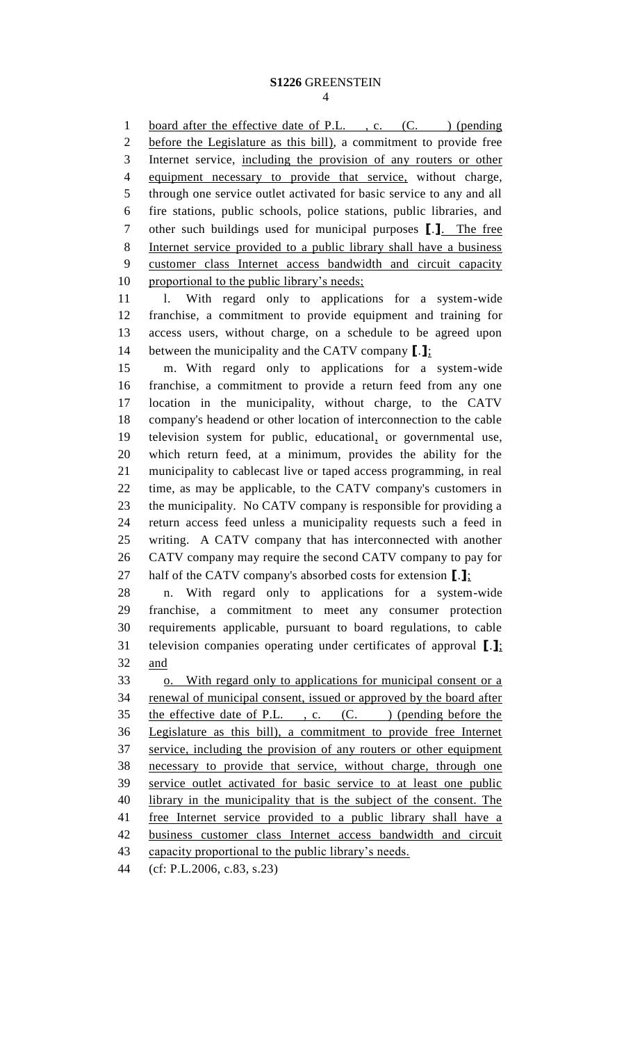board after the effective date of P.L.    , c.    (C.    ) (pending before the Legislature as this bill), a commitment to provide free Internet service, including the provision of any routers or other equipment necessary to provide that service, without charge, through one service outlet activated for basic service to any and all fire stations, public schools, police stations, public libraries, and other such buildings used for municipal purposes **[**.**]**. The free Internet service provided to a public library shall have a business customer class Internet access bandwidth and circuit capacity proportional to the public library's needs;

l. With regard only to applications for a system-wide franchise, a commitment to provide equipment and training for access users, without charge, on a schedule to be agreed upon between the municipality and the CATV company **[**.**]**;

m. With regard only to applications for a system-wide franchise, a commitment to provide a return feed from any one location in the municipality, without charge, to the CATV company's headend or other location of interconnection to the cable television system for public, educational, or governmental use, which return feed, at a minimum, provides the ability for the municipality to cablecast live or taped access programming, in real time, as may be applicable, to the CATV company's customers in the municipality. No CATV company is responsible for providing a return access feed unless a municipality requests such a feed in writing. A CATV company that has interconnected with another CATV company may require the second CATV company to pay for half of the CATV company's absorbed costs for extension **[**.**]**;

n. With regard only to applications for a system-wide franchise, a commitment to meet any consumer protection requirements applicable, pursuant to board regulations, to cable television companies operating under certificates of approval **[**.**]**; and

o. With regard only to applications for municipal consent or a renewal of municipal consent, issued or approved by the board after the effective date of P.L.    , c.    (C.    ) (pending before the Legislature as this bill), a commitment to provide free Internet service, including the provision of any routers or other equipment necessary to provide that service, without charge, through one service outlet activated for basic service to at least one public library in the municipality that is the subject of the consent. The free Internet service provided to a public library shall have a business customer class Internet access bandwidth and circuit capacity proportional to the public library's needs.

(cf: P.L.2006, c.83, s.23)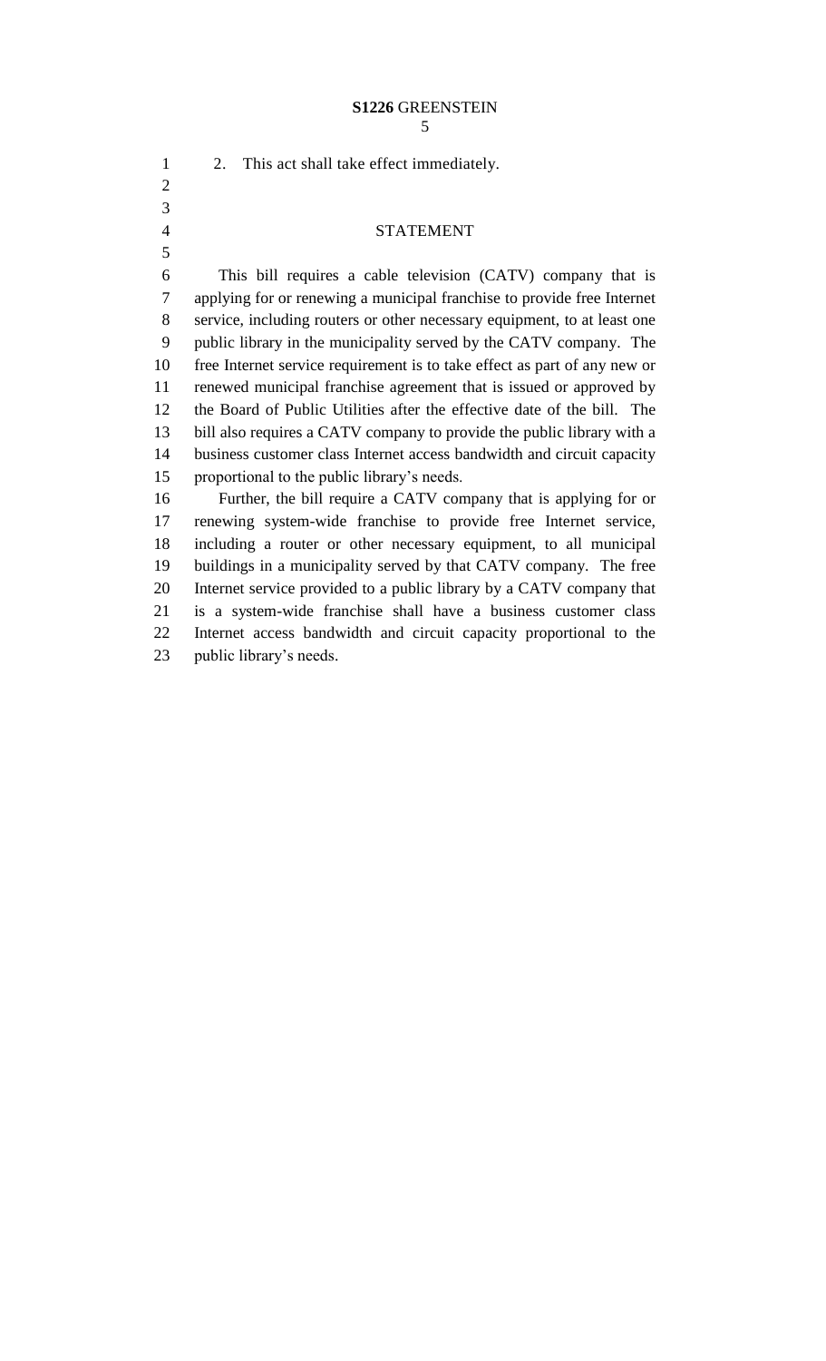2. This act shall take effect immediately.

STATEMENT

This bill requires a cable television (CATV) company that is applying for or renewing a municipal franchise to provide free Internet service, including routers or other necessary equipment, to at least one public library in the municipality served by the CATV company. The free Internet service requirement is to take effect as part of any new or renewed municipal franchise agreement that is issued or approved by the Board of Public Utilities after the effective date of the bill. The bill also requires a CATV company to provide the public library with a business customer class Internet access bandwidth and circuit capacity proportional to the public library's needs.

Further, the bill require a CATV company that is applying for or renewing system-wide franchise to provide free Internet service, including a router or other necessary equipment, to all municipal buildings in a municipality served by that CATV company. The free Internet service provided to a public library by a CATV company that is a system-wide franchise shall have a business customer class Internet access bandwidth and circuit capacity proportional to the public library's needs.